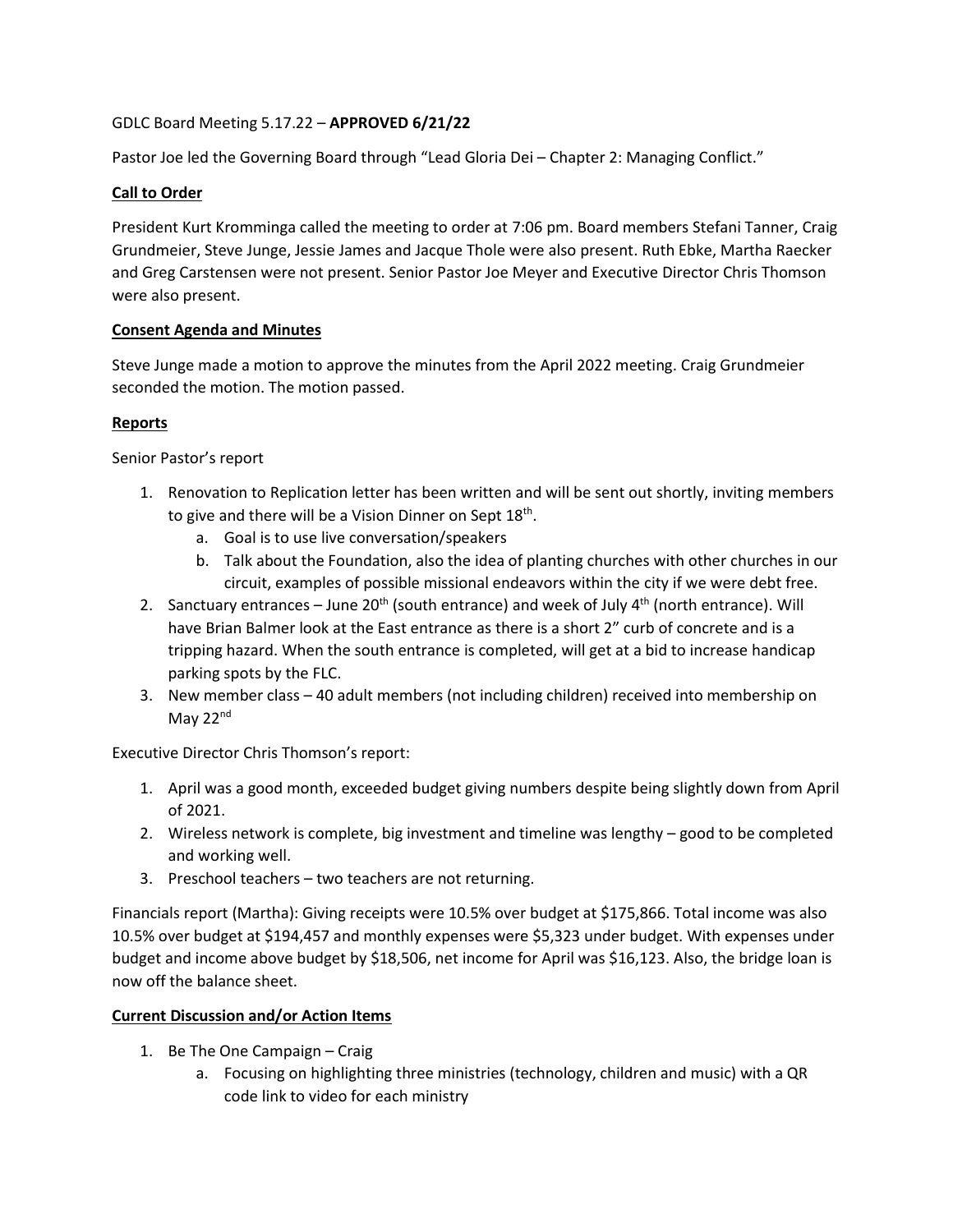GDLC Board Meeting 5.17.22 – **APPROVED 6/21/22**

Pastor Joe led the Governing Board through "Lead Gloria Dei – Chapter 2: Managing Conflict."

## Call to Order

President Kurt Kromminga called the meeting to order at 7:06 pm. Board members Stefani Tanner, Craig Grundmeier, Steve Junge, Jessie James and Jacque Thole were also present. Ruth Ebke, Martha Raecker and Greg Carstensen were not present. Senior Pastor Joe Meyer and Executive Director Chris Thomson were also present.

## Consent Agenda and Minutes

Steve Junge made a motion to approve the minutes from the April 2022 meeting. Craig Grundmeier seconded the motion. The motion passed.

## Reports

Senior Pastor's report

1. Renovation to Replication letter has been written and will be sent out shortly, inviting members to give and there will be a Vision Dinner on Sept 18th.
   a. Goal is to use live conversation/speakers
   b. Talk about the Foundation, also the idea of planting churches with other churches in our circuit, examples of possible missional endeavors within the city if we were debt free.
2. Sanctuary entrances – June 20th (south entrance) and week of July 4th (north entrance). Will have Brian Balmer look at the East entrance as there is a short 2" curb of concrete and is a tripping hazard. When the south entrance is completed, will get at a bid to increase handicap parking spots by the FLC.
3. New member class – 40 adult members (not including children) received into membership on May 22nd

Executive Director Chris Thomson's report:

1. April was a good month, exceeded budget giving numbers despite being slightly down from April of 2021.
2. Wireless network is complete, big investment and timeline was lengthy – good to be completed and working well.
3. Preschool teachers – two teachers are not returning.

Financials report (Martha): Giving receipts were 10.5% over budget at $175,866. Total income was also 10.5% over budget at $194,457 and monthly expenses were $5,323 under budget. With expenses under budget and income above budget by $18,506, net income for April was $16,123. Also, the bridge loan is now off the balance sheet.

## Current Discussion and/or Action Items

1. Be The One Campaign – Craig
   a. Focusing on highlighting three ministries (technology, children and music) with a QR code link to video for each ministry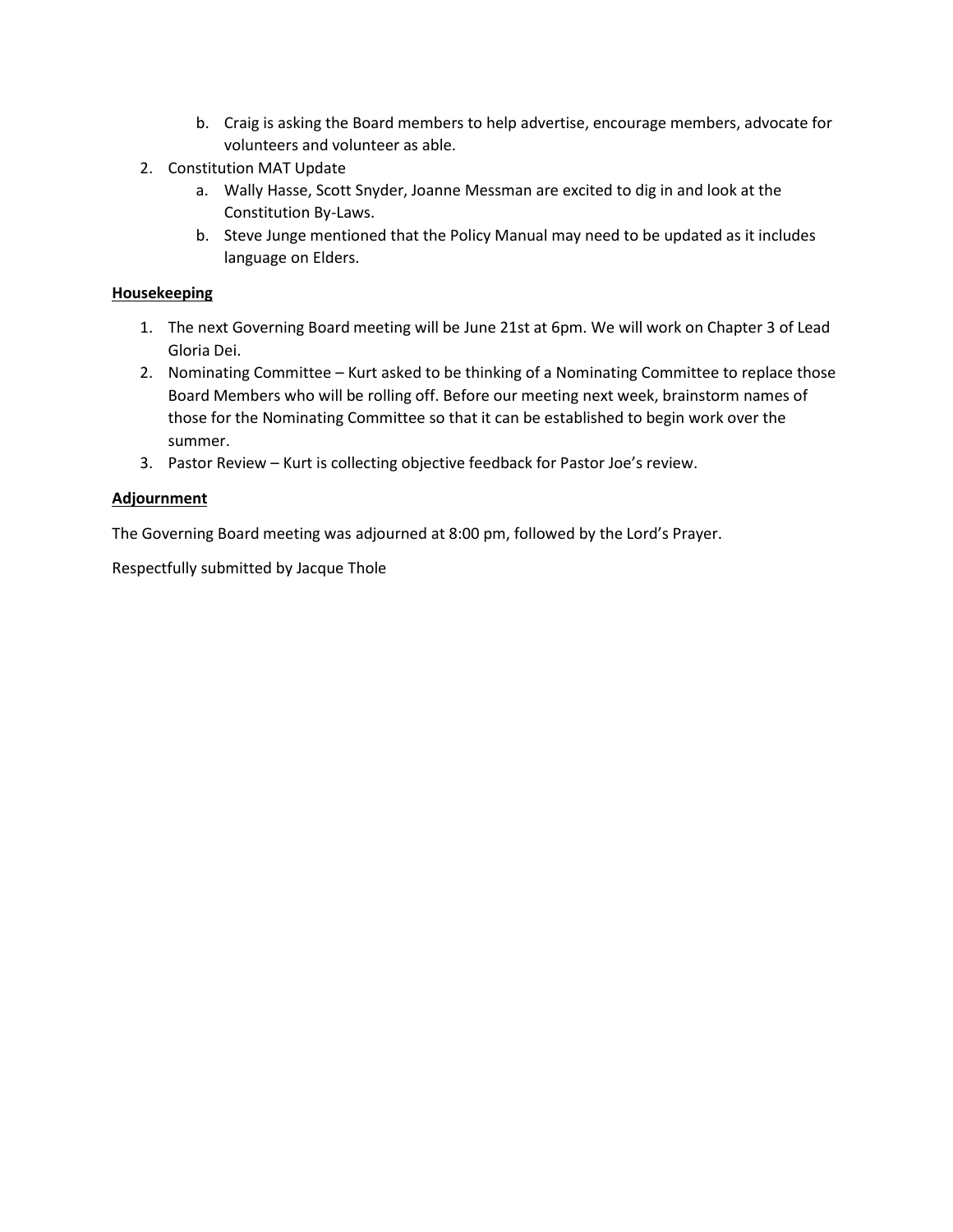b. Craig is asking the Board members to help advertise, encourage members, advocate for volunteers and volunteer as able.

2. Constitution MAT Update
   a. Wally Hasse, Scott Snyder, Joanne Messman are excited to dig in and look at the Constitution By-Laws.
   b. Steve Junge mentioned that the Policy Manual may need to be updated as it includes language on Elders.

**Housekeeping**

1. The next Governing Board meeting will be June 21st at 6pm. We will work on Chapter 3 of Lead Gloria Dei.
2. Nominating Committee – Kurt asked to be thinking of a Nominating Committee to replace those Board Members who will be rolling off. Before our meeting next week, brainstorm names of those for the Nominating Committee so that it can be established to begin work over the summer.
3. Pastor Review – Kurt is collecting objective feedback for Pastor Joe's review.

**Adjournment**

The Governing Board meeting was adjourned at 8:00 pm, followed by the Lord's Prayer.

Respectfully submitted by Jacque Thole